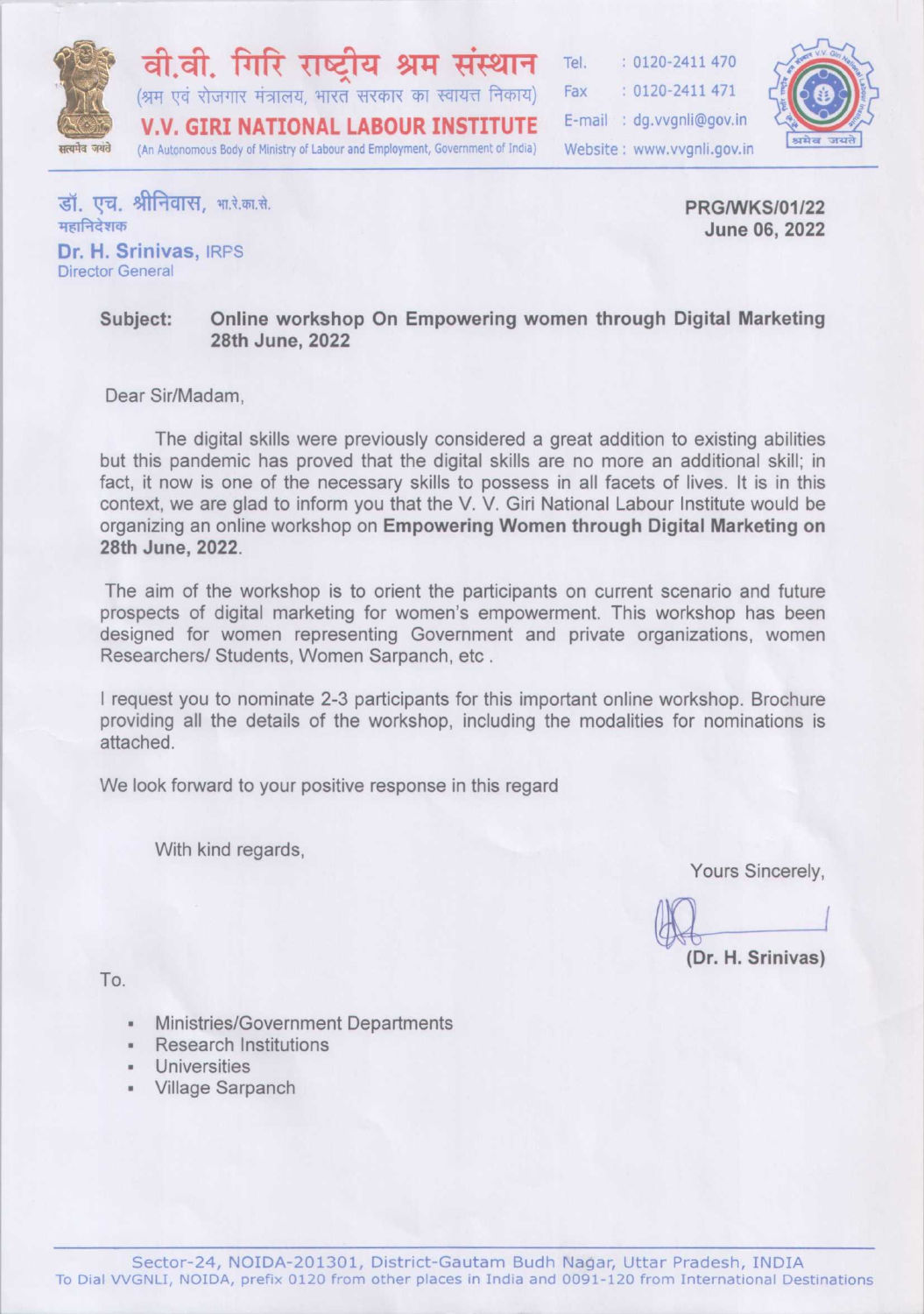# वी.वी. गिरि राष्ट्रीय श्रम संस्थान

(श्रम एवं रोजगार मंत्रालय, भारत सरकार का स्वायत्त निकाय)

**V.V. GIRI NATIONAL LABOUR INSTITUTE**

(An Autonomous Body of Ministry of Labour and Employment, Government of India)

Tel. : 0120-2411 470
Fax : 0120-2411 471
E-mail : dg.vvgnli@gov.in
Website : www.vvgnli.gov.in

डॉ. एच. श्रीनिवास, भा.रे.का.से.
महानिदेशक
**Dr. H. Srinivas,** IRPS
Director General

**PRG/WKS/01/22**
**June 06, 2022**

**Subject: Online workshop On Empowering women through Digital Marketing 28th June, 2022**

Dear Sir/Madam,

The digital skills were previously considered a great addition to existing abilities but this pandemic has proved that the digital skills are no more an additional skill; in fact, it now is one of the necessary skills to possess in all facets of lives. It is in this context, we are glad to inform you that the V. V. Giri National Labour Institute would be organizing an online workshop on **Empowering Women through Digital Marketing on 28th June, 2022**.

The aim of the workshop is to orient the participants on current scenario and future prospects of digital marketing for women's empowerment. This workshop has been designed for women representing Government and private organizations, women Researchers/ Students, Women Sarpanch, etc .

I request you to nominate 2-3 participants for this important online workshop. Brochure providing all the details of the workshop, including the modalities for nominations is attached.

We look forward to your positive response in this regard

With kind regards,

Yours Sincerely,

**(Dr. H. Srinivas)**

To.

- Ministries/Government Departments
- Research Institutions
- Universities
- Village Sarpanch

Sector-24, NOIDA-201301, District-Gautam Budh Nagar, Uttar Pradesh, INDIA
To Dial VVGNLI, NOIDA, prefix 0120 from other places in India and 0091-120 from International Destinations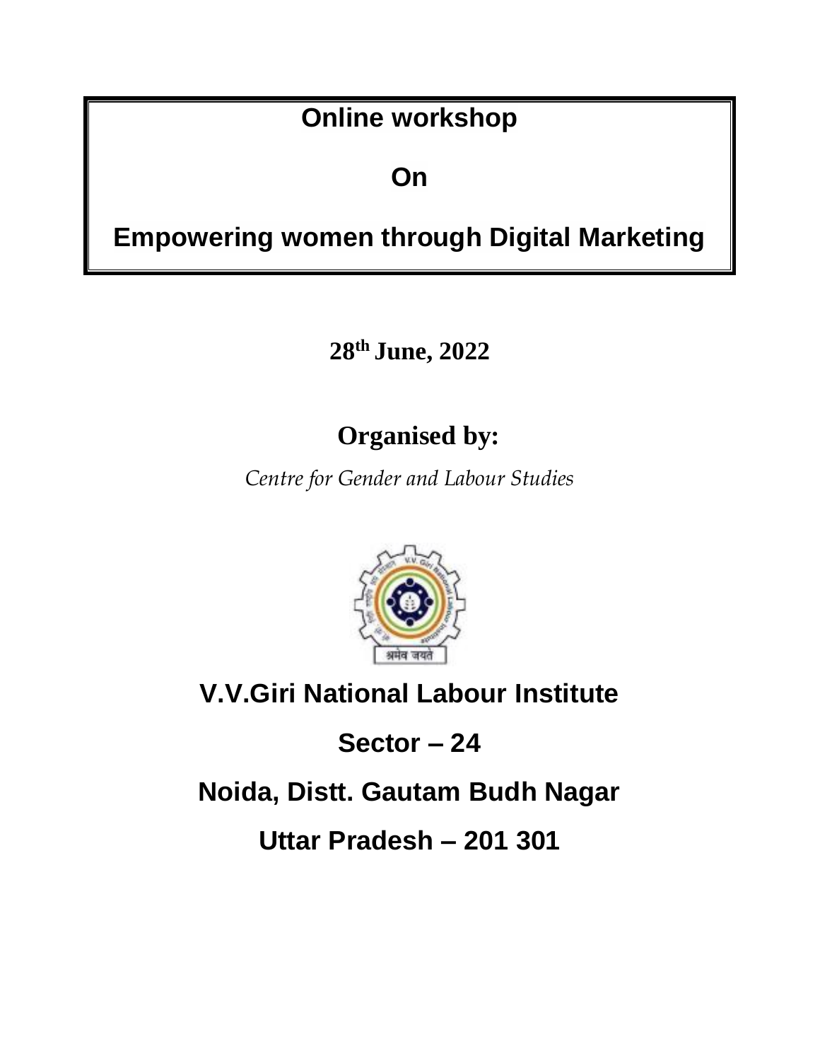# Online workshop

# On

# Empowering women through Digital Marketing

**28th June, 2022**

## Organised by:

*Centre for Gender and Labour Studies*

## V.V.Giri National Labour Institute

## Sector – 24

## Noida, Distt. Gautam Budh Nagar

## Uttar Pradesh – 201 301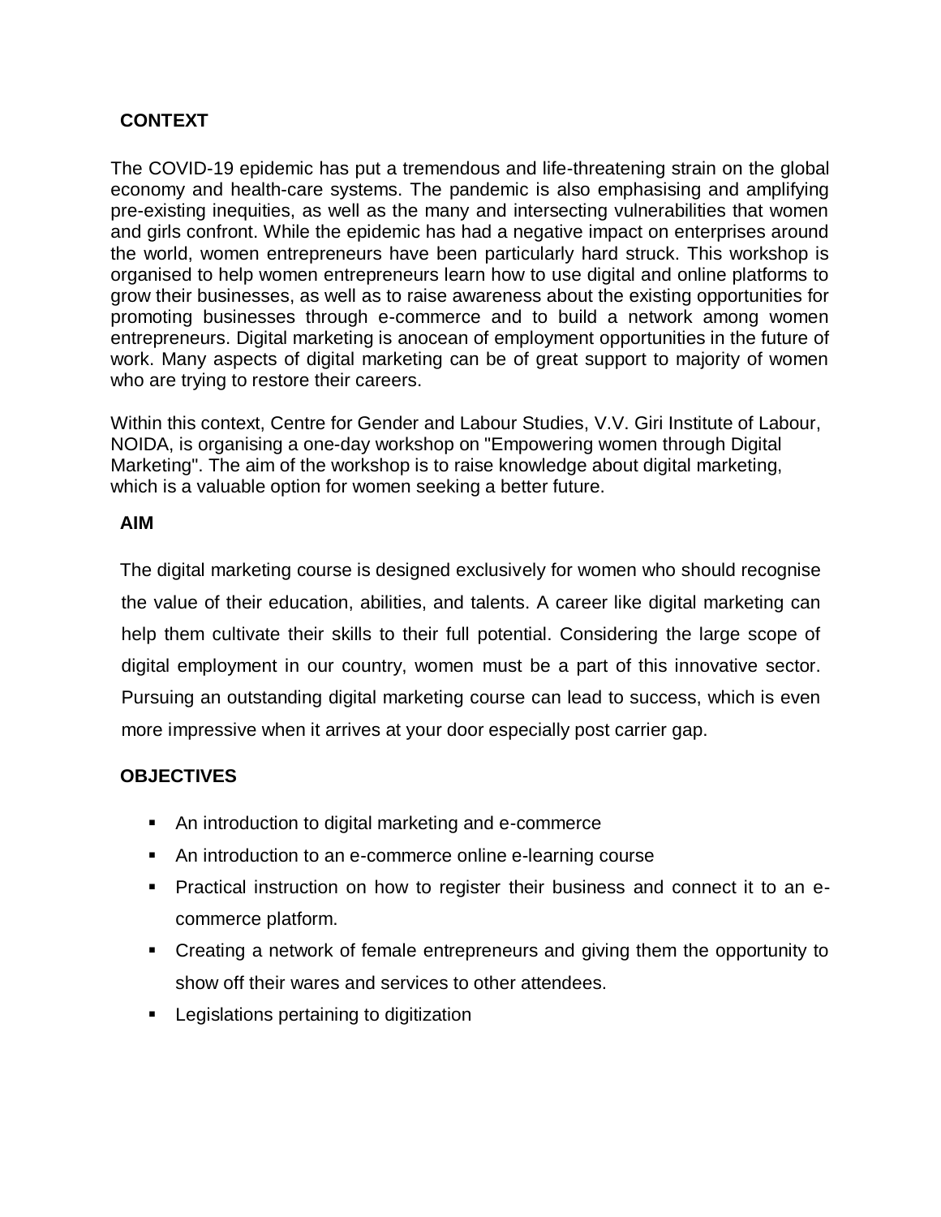## CONTEXT

The COVID-19 epidemic has put a tremendous and life-threatening strain on the global economy and health-care systems. The pandemic is also emphasising and amplifying pre-existing inequities, as well as the many and intersecting vulnerabilities that women and girls confront. While the epidemic has had a negative impact on enterprises around the world, women entrepreneurs have been particularly hard struck. This workshop is organised to help women entrepreneurs learn how to use digital and online platforms to grow their businesses, as well as to raise awareness about the existing opportunities for promoting businesses through e-commerce and to build a network among women entrepreneurs. Digital marketing is anocean of employment opportunities in the future of work. Many aspects of digital marketing can be of great support to majority of women who are trying to restore their careers.

Within this context, Centre for Gender and Labour Studies, V.V. Giri Institute of Labour, NOIDA, is organising a one-day workshop on "Empowering women through Digital Marketing". The aim of the workshop is to raise knowledge about digital marketing, which is a valuable option for women seeking a better future.

## AIM

The digital marketing course is designed exclusively for women who should recognise the value of their education, abilities, and talents. A career like digital marketing can help them cultivate their skills to their full potential. Considering the large scope of digital employment in our country, women must be a part of this innovative sector. Pursuing an outstanding digital marketing course can lead to success, which is even more impressive when it arrives at your door especially post carrier gap.

## OBJECTIVES

- An introduction to digital marketing and e-commerce
- An introduction to an e-commerce online e-learning course
- Practical instruction on how to register their business and connect it to an e-commerce platform.
- Creating a network of female entrepreneurs and giving them the opportunity to show off their wares and services to other attendees.
- Legislations pertaining to digitization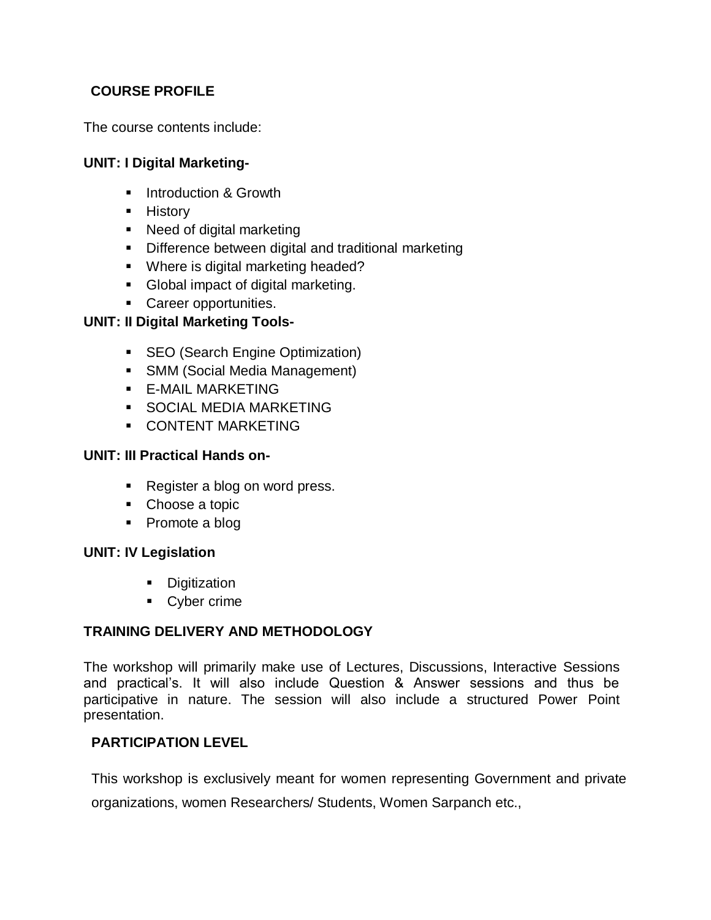## COURSE PROFILE

The course contents include:

**UNIT: I Digital Marketing-**

- Introduction & Growth
- History
- Need of digital marketing
- Difference between digital and traditional marketing
- Where is digital marketing headed?
- Global impact of digital marketing.
- Career opportunities.

**UNIT: II Digital Marketing Tools-**

- SEO (Search Engine Optimization)
- SMM (Social Media Management)
- E-MAIL MARKETING
- SOCIAL MEDIA MARKETING
- CONTENT MARKETING

**UNIT: III Practical Hands on-**

- Register a blog on word press.
- Choose a topic
- Promote a blog

**UNIT: IV Legislation**

- Digitization
- Cyber crime

## TRAINING DELIVERY AND METHODOLOGY

The workshop will primarily make use of Lectures, Discussions, Interactive Sessions and practical's. It will also include Question & Answer sessions and thus be participative in nature. The session will also include a structured Power Point presentation.

## PARTICIPATION LEVEL

This workshop is exclusively meant for women representing Government and private organizations, women Researchers/ Students, Women Sarpanch etc.,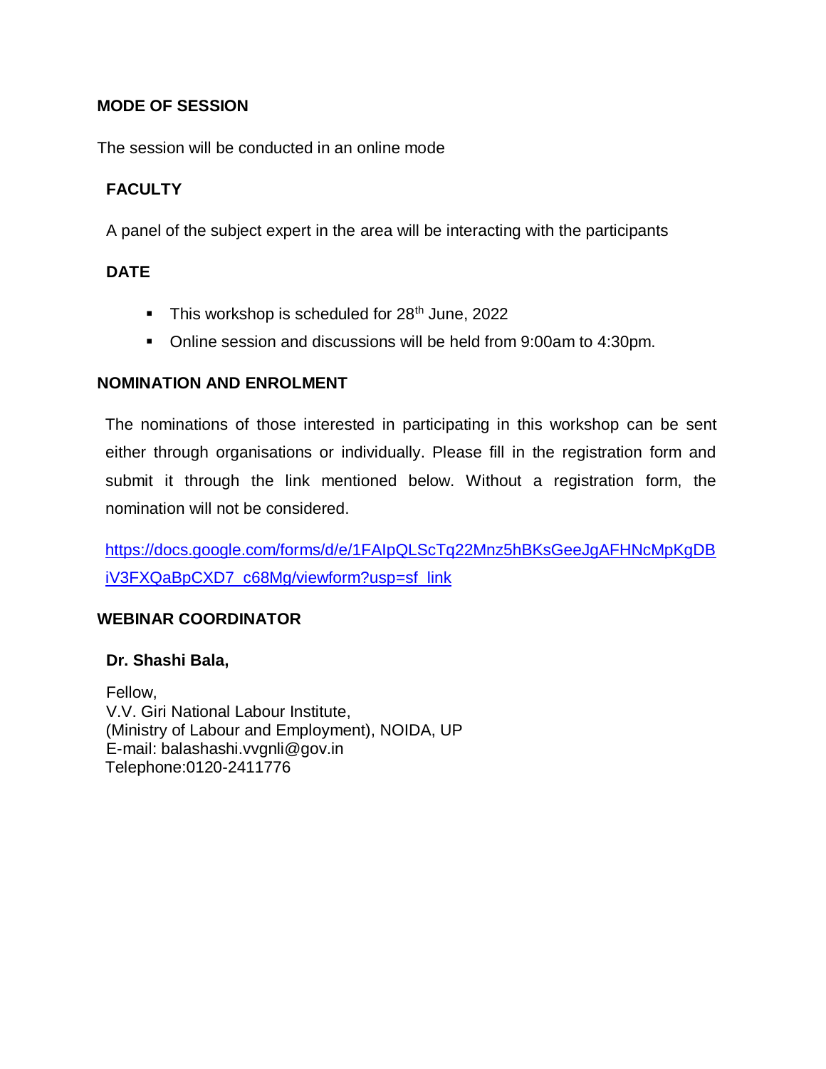**MODE OF SESSION**

The session will be conducted in an online mode

**FACULTY**

A panel of the subject expert in the area will be interacting with the participants

**DATE**

- This workshop is scheduled for 28th June, 2022
- Online session and discussions will be held from 9:00am to 4:30pm.

**NOMINATION AND ENROLMENT**

The nominations of those interested in participating in this workshop can be sent either through organisations or individually. Please fill in the registration form and submit it through the link mentioned below. Without a registration form, the nomination will not be considered.

https://docs.google.com/forms/d/e/1FAIpQLScTq22Mnz5hBKsGeeJgAFHNcMpKgDBiV3FXQaBpCXD7_c68Mg/viewform?usp=sf_link

**WEBINAR COORDINATOR**

**Dr. Shashi Bala,**

Fellow,
V.V. Giri National Labour Institute,
(Ministry of Labour and Employment), NOIDA, UP
E-mail: balashashi.vvgnli@gov.in
Telephone:0120-2411776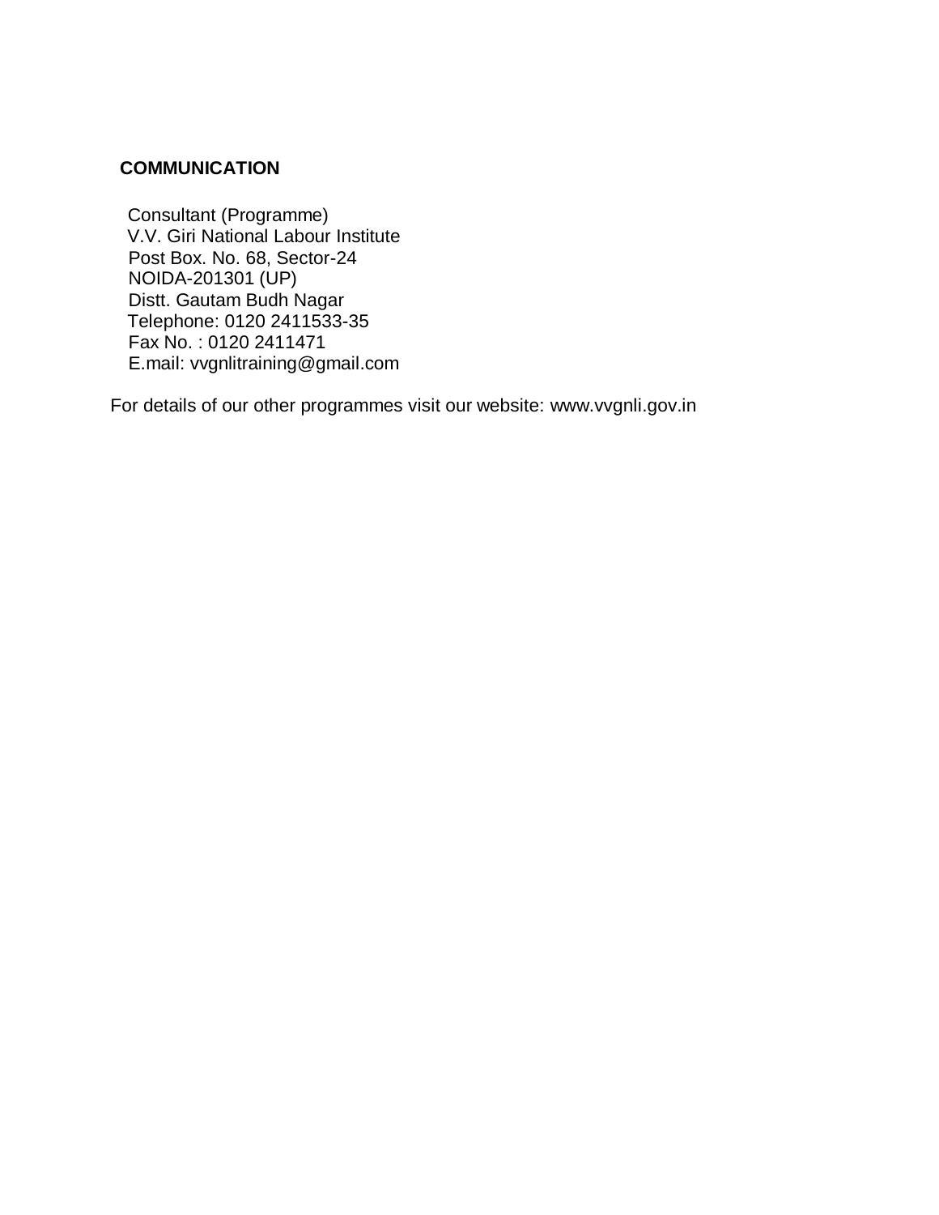## COMMUNICATION

Consultant (Programme)
V.V. Giri National Labour Institute
Post Box. No. 68, Sector-24
NOIDA-201301 (UP)
Distt. Gautam Budh Nagar
Telephone: 0120 2411533-35
Fax No. : 0120 2411471
E.mail: vvgnlitraining@gmail.com

For details of our other programmes visit our website: www.vvgnli.gov.in